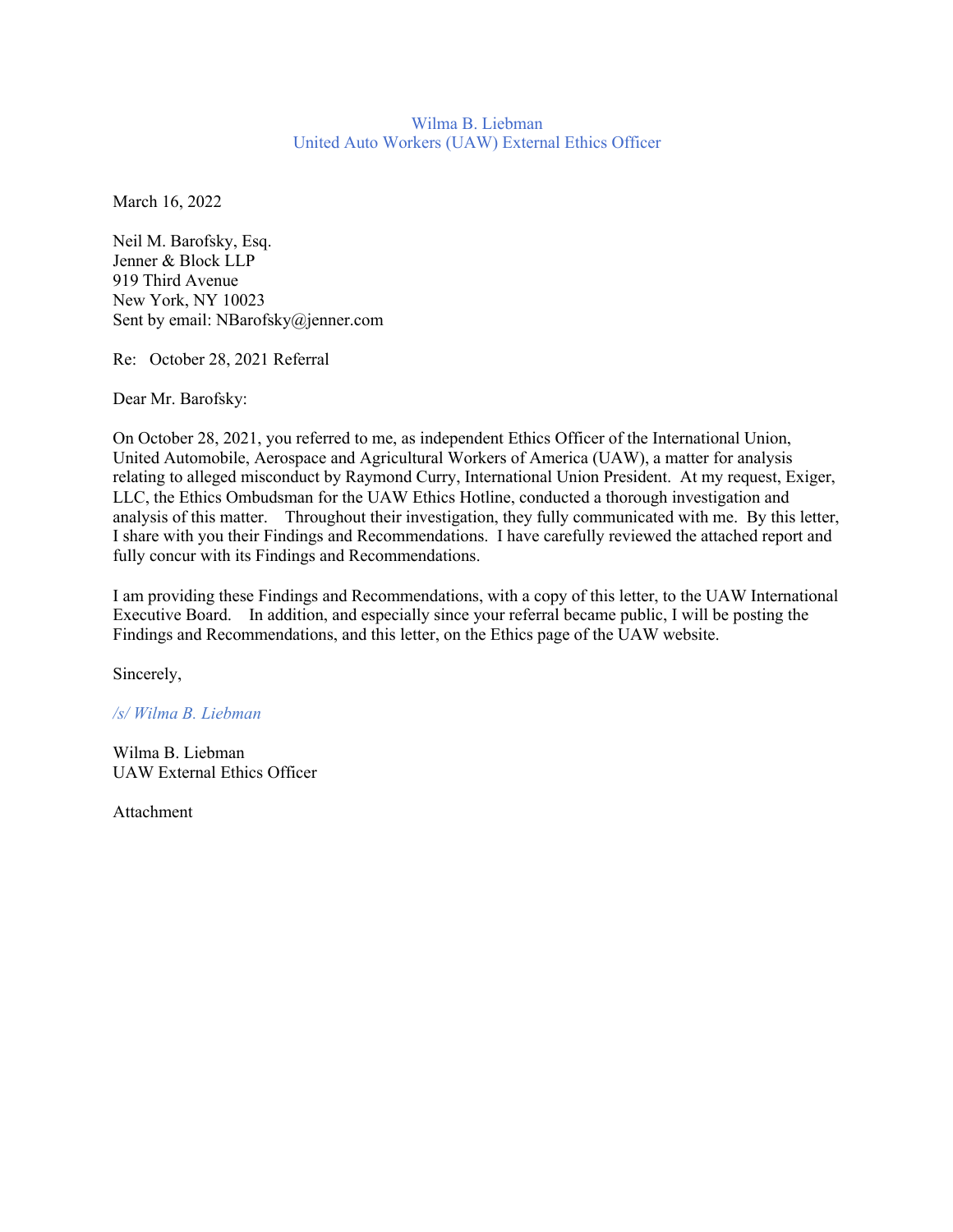Wilma B. Liebman
United Auto Workers (UAW) External Ethics Officer

March 16, 2022

Neil M. Barofsky, Esq.
Jenner & Block LLP
919 Third Avenue
New York, NY 10023
Sent by email: NBarofsky@jenner.com

Re: October 28, 2021 Referral

Dear Mr. Barofsky:

On October 28, 2021, you referred to me, as independent Ethics Officer of the International Union, United Automobile, Aerospace and Agricultural Workers of America (UAW), a matter for analysis relating to alleged misconduct by Raymond Curry, International Union President. At my request, Exiger, LLC, the Ethics Ombudsman for the UAW Ethics Hotline, conducted a thorough investigation and analysis of this matter. Throughout their investigation, they fully communicated with me. By this letter, I share with you their Findings and Recommendations. I have carefully reviewed the attached report and fully concur with its Findings and Recommendations.

I am providing these Findings and Recommendations, with a copy of this letter, to the UAW International Executive Board. In addition, and especially since your referral became public, I will be posting the Findings and Recommendations, and this letter, on the Ethics page of the UAW website.

Sincerely,

*/s/ Wilma B. Liebman*

Wilma B. Liebman
UAW External Ethics Officer

Attachment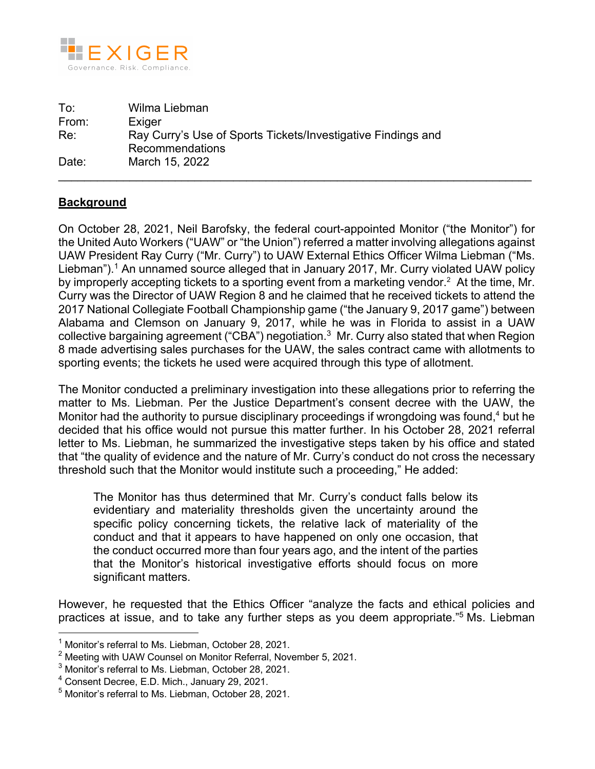To: Wilma Liebman
From: Exiger
Re: Ray Curry's Use of Sports Tickets/Investigative Findings and Recommendations
Date: March 15, 2022

---

## Background

On October 28, 2021, Neil Barofsky, the federal court-appointed Monitor ("the Monitor") for the United Auto Workers ("UAW" or "the Union") referred a matter involving allegations against UAW President Ray Curry ("Mr. Curry") to UAW External Ethics Officer Wilma Liebman ("Ms. Liebman").[1] An unnamed source alleged that in January 2017, Mr. Curry violated UAW policy by improperly accepting tickets to a sporting event from a marketing vendor.[2] At the time, Mr. Curry was the Director of UAW Region 8 and he claimed that he received tickets to attend the 2017 National Collegiate Football Championship game ("the January 9, 2017 game") between Alabama and Clemson on January 9, 2017, while he was in Florida to assist in a UAW collective bargaining agreement ("CBA") negotiation.[3] Mr. Curry also stated that when Region 8 made advertising sales purchases for the UAW, the sales contract came with allotments to sporting events; the tickets he used were acquired through this type of allotment.

The Monitor conducted a preliminary investigation into these allegations prior to referring the matter to Ms. Liebman. Per the Justice Department's consent decree with the UAW, the Monitor had the authority to pursue disciplinary proceedings if wrongdoing was found,[4] but he decided that his office would not pursue this matter further. In his October 28, 2021 referral letter to Ms. Liebman, he summarized the investigative steps taken by his office and stated that "the quality of evidence and the nature of Mr. Curry's conduct do not cross the necessary threshold such that the Monitor would institute such a proceeding," He added:

> The Monitor has thus determined that Mr. Curry's conduct falls below its evidentiary and materiality thresholds given the uncertainty around the specific policy concerning tickets, the relative lack of materiality of the conduct and that it appears to have happened on only one occasion, that the conduct occurred more than four years ago, and the intent of the parties that the Monitor's historical investigative efforts should focus on more significant matters.

However, he requested that the Ethics Officer "analyze the facts and ethical policies and practices at issue, and to take any further steps as you deem appropriate."[5] Ms. Liebman

---

[1] Monitor's referral to Ms. Liebman, October 28, 2021.

[2] Meeting with UAW Counsel on Monitor Referral, November 5, 2021.

[3] Monitor's referral to Ms. Liebman, October 28, 2021.

[4] Consent Decree, E.D. Mich., January 29, 2021.

[5] Monitor's referral to Ms. Liebman, October 28, 2021.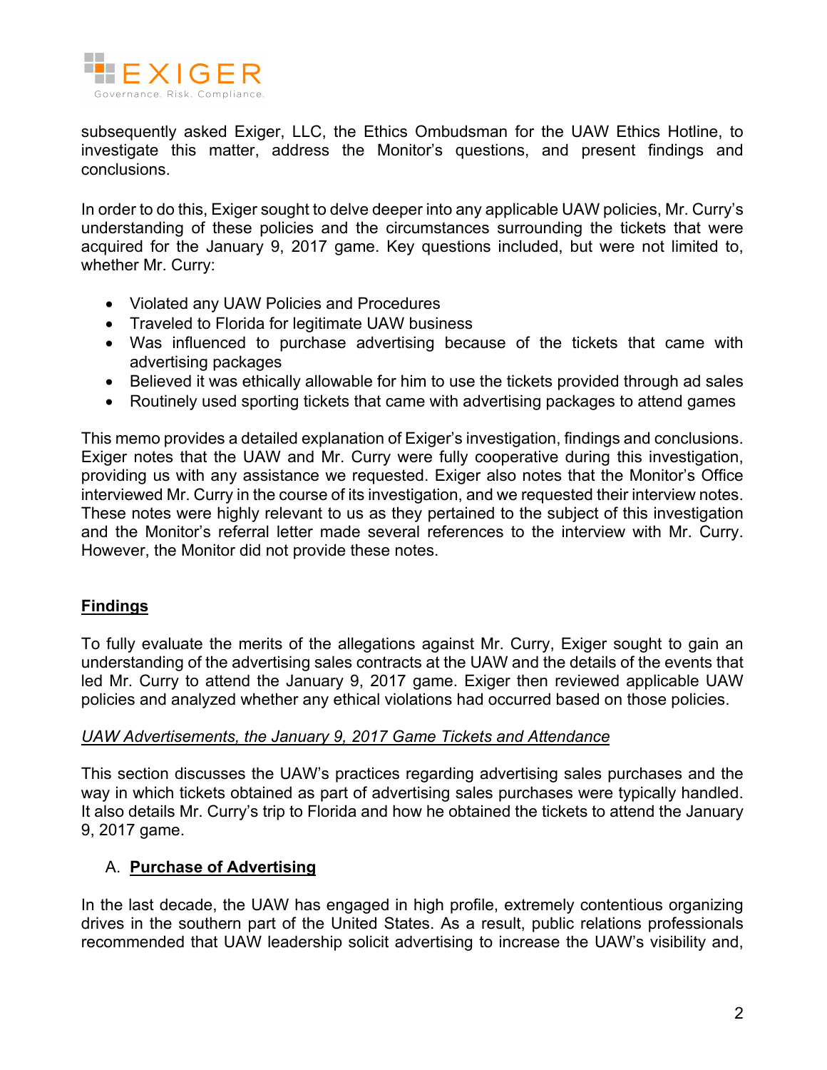subsequently asked Exiger, LLC, the Ethics Ombudsman for the UAW Ethics Hotline, to investigate this matter, address the Monitor's questions, and present findings and conclusions.

In order to do this, Exiger sought to delve deeper into any applicable UAW policies, Mr. Curry's understanding of these policies and the circumstances surrounding the tickets that were acquired for the January 9, 2017 game. Key questions included, but were not limited to, whether Mr. Curry:

- Violated any UAW Policies and Procedures
- Traveled to Florida for legitimate UAW business
- Was influenced to purchase advertising because of the tickets that came with advertising packages
- Believed it was ethically allowable for him to use the tickets provided through ad sales
- Routinely used sporting tickets that came with advertising packages to attend games

This memo provides a detailed explanation of Exiger's investigation, findings and conclusions. Exiger notes that the UAW and Mr. Curry were fully cooperative during this investigation, providing us with any assistance we requested. Exiger also notes that the Monitor's Office interviewed Mr. Curry in the course of its investigation, and we requested their interview notes. These notes were highly relevant to us as they pertained to the subject of this investigation and the Monitor's referral letter made several references to the interview with Mr. Curry. However, the Monitor did not provide these notes.

## Findings

To fully evaluate the merits of the allegations against Mr. Curry, Exiger sought to gain an understanding of the advertising sales contracts at the UAW and the details of the events that led Mr. Curry to attend the January 9, 2017 game. Exiger then reviewed applicable UAW policies and analyzed whether any ethical violations had occurred based on those policies.

### *UAW Advertisements, the January 9, 2017 Game Tickets and Attendance*

This section discusses the UAW's practices regarding advertising sales purchases and the way in which tickets obtained as part of advertising sales purchases were typically handled. It also details Mr. Curry's trip to Florida and how he obtained the tickets to attend the January 9, 2017 game.

#### A. Purchase of Advertising

In the last decade, the UAW has engaged in high profile, extremely contentious organizing drives in the southern part of the United States. As a result, public relations professionals recommended that UAW leadership solicit advertising to increase the UAW's visibility and,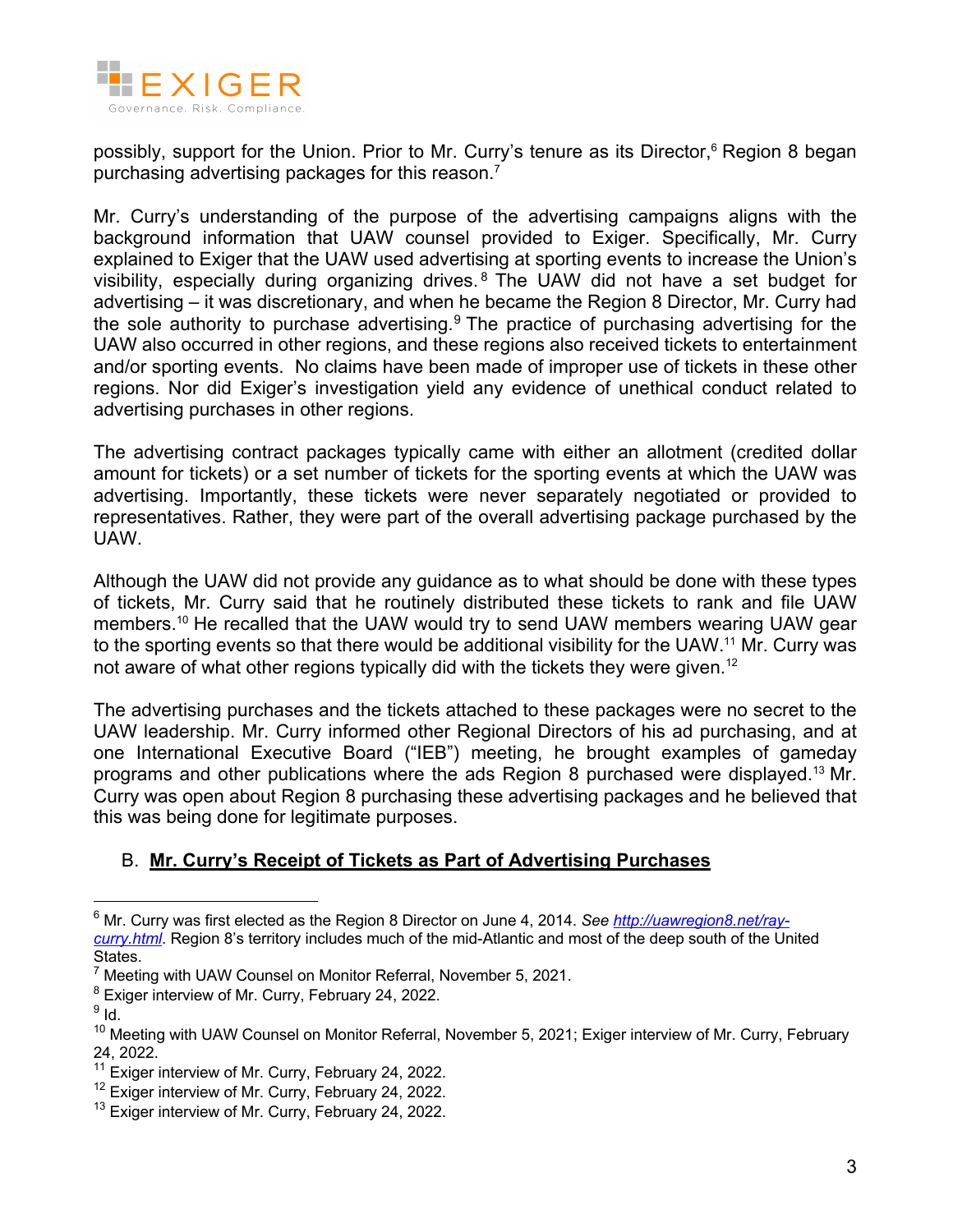possibly, support for the Union. Prior to Mr. Curry's tenure as its Director,[6] Region 8 began purchasing advertising packages for this reason.[7]

Mr. Curry's understanding of the purpose of the advertising campaigns aligns with the background information that UAW counsel provided to Exiger. Specifically, Mr. Curry explained to Exiger that the UAW used advertising at sporting events to increase the Union's visibility, especially during organizing drives.[8] The UAW did not have a set budget for advertising – it was discretionary, and when he became the Region 8 Director, Mr. Curry had the sole authority to purchase advertising.[9] The practice of purchasing advertising for the UAW also occurred in other regions, and these regions also received tickets to entertainment and/or sporting events. No claims have been made of improper use of tickets in these other regions. Nor did Exiger's investigation yield any evidence of unethical conduct related to advertising purchases in other regions.

The advertising contract packages typically came with either an allotment (credited dollar amount for tickets) or a set number of tickets for the sporting events at which the UAW was advertising. Importantly, these tickets were never separately negotiated or provided to representatives. Rather, they were part of the overall advertising package purchased by the UAW.

Although the UAW did not provide any guidance as to what should be done with these types of tickets, Mr. Curry said that he routinely distributed these tickets to rank and file UAW members.[10] He recalled that the UAW would try to send UAW members wearing UAW gear to the sporting events so that there would be additional visibility for the UAW.[11] Mr. Curry was not aware of what other regions typically did with the tickets they were given.[12]

The advertising purchases and the tickets attached to these packages were no secret to the UAW leadership. Mr. Curry informed other Regional Directors of his ad purchasing, and at one International Executive Board ("IEB") meeting, he brought examples of gameday programs and other publications where the ads Region 8 purchased were displayed.[13] Mr. Curry was open about Region 8 purchasing these advertising packages and he believed that this was being done for legitimate purposes.

## B. **<u>Mr. Curry's Receipt of Tickets as Part of Advertising Purchases</u>**

---

[6] Mr. Curry was first elected as the Region 8 Director on June 4, 2014. *See* [*http://uawregion8.net/ray-curry.html*](http://uawregion8.net/ray-curry.html). Region 8's territory includes much of the mid-Atlantic and most of the deep south of the United States.

[7] Meeting with UAW Counsel on Monitor Referral, November 5, 2021.

[8] Exiger interview of Mr. Curry, February 24, 2022.

[9] Id.

[10] Meeting with UAW Counsel on Monitor Referral, November 5, 2021; Exiger interview of Mr. Curry, February 24, 2022.

[11] Exiger interview of Mr. Curry, February 24, 2022.

[12] Exiger interview of Mr. Curry, February 24, 2022.

[13] Exiger interview of Mr. Curry, February 24, 2022.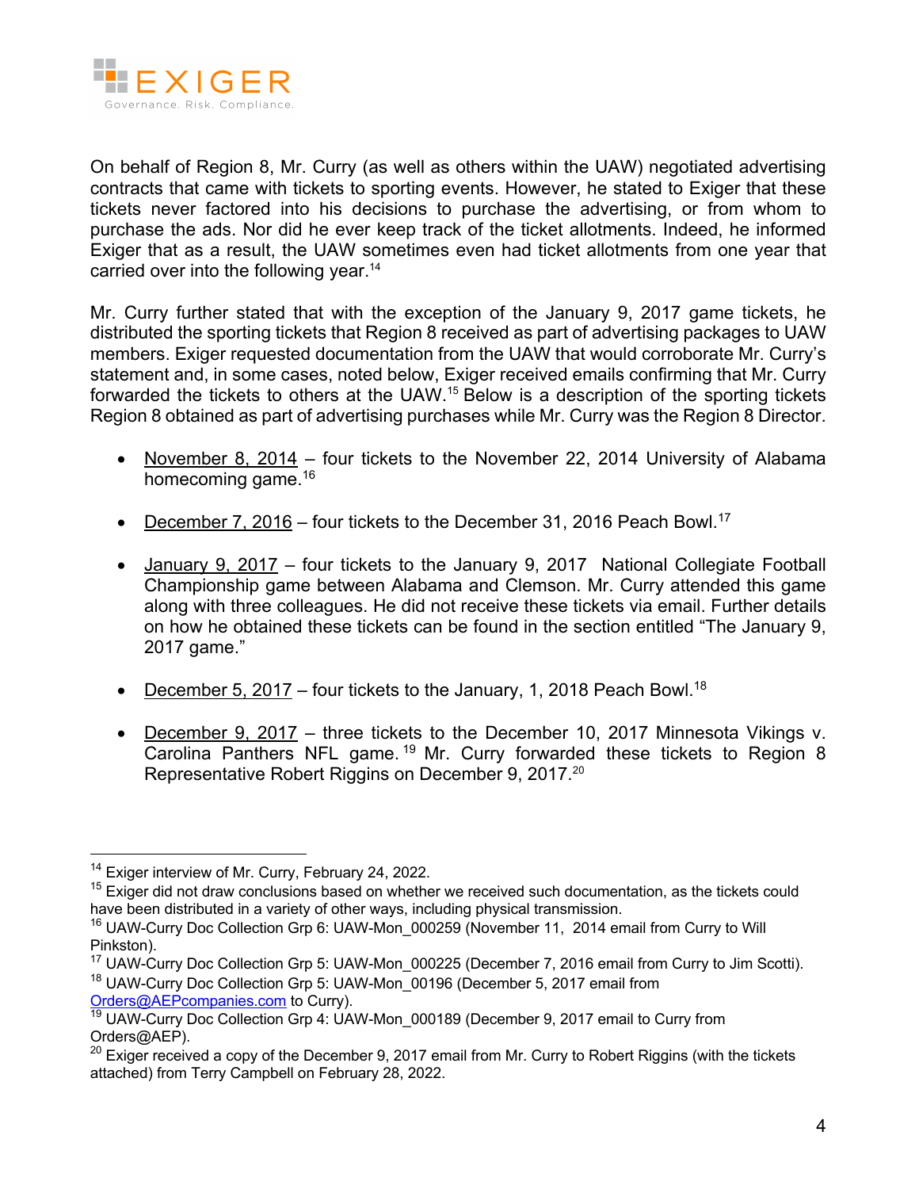On behalf of Region 8, Mr. Curry (as well as others within the UAW) negotiated advertising contracts that came with tickets to sporting events. However, he stated to Exiger that these tickets never factored into his decisions to purchase the advertising, or from whom to purchase the ads. Nor did he ever keep track of the ticket allotments. Indeed, he informed Exiger that as a result, the UAW sometimes even had ticket allotments from one year that carried over into the following year.[14]

Mr. Curry further stated that with the exception of the January 9, 2017 game tickets, he distributed the sporting tickets that Region 8 received as part of advertising packages to UAW members. Exiger requested documentation from the UAW that would corroborate Mr. Curry's statement and, in some cases, noted below, Exiger received emails confirming that Mr. Curry forwarded the tickets to others at the UAW.[15] Below is a description of the sporting tickets Region 8 obtained as part of advertising purchases while Mr. Curry was the Region 8 Director.

- November 8, 2014 – four tickets to the November 22, 2014 University of Alabama homecoming game.[16]

- December 7, 2016 – four tickets to the December 31, 2016 Peach Bowl.[17]

- January 9, 2017 – four tickets to the January 9, 2017 National Collegiate Football Championship game between Alabama and Clemson. Mr. Curry attended this game along with three colleagues. He did not receive these tickets via email. Further details on how he obtained these tickets can be found in the section entitled "The January 9, 2017 game."

- December 5, 2017 – four tickets to the January, 1, 2018 Peach Bowl.[18]

- December 9, 2017 – three tickets to the December 10, 2017 Minnesota Vikings v. Carolina Panthers NFL game.[19] Mr. Curry forwarded these tickets to Region 8 Representative Robert Riggins on December 9, 2017.[20]

---

[14] Exiger interview of Mr. Curry, February 24, 2022.

[15] Exiger did not draw conclusions based on whether we received such documentation, as the tickets could have been distributed in a variety of other ways, including physical transmission.

[16] UAW-Curry Doc Collection Grp 6: UAW-Mon_000259 (November 11, 2014 email from Curry to Will Pinkston).

[17] UAW-Curry Doc Collection Grp 5: UAW-Mon_000225 (December 7, 2016 email from Curry to Jim Scotti).

[18] UAW-Curry Doc Collection Grp 5: UAW-Mon_00196 (December 5, 2017 email from Orders@AEPcompanies.com to Curry).

[19] UAW-Curry Doc Collection Grp 4: UAW-Mon_000189 (December 9, 2017 email to Curry from Orders@AEP).

[20] Exiger received a copy of the December 9, 2017 email from Mr. Curry to Robert Riggins (with the tickets attached) from Terry Campbell on February 28, 2022.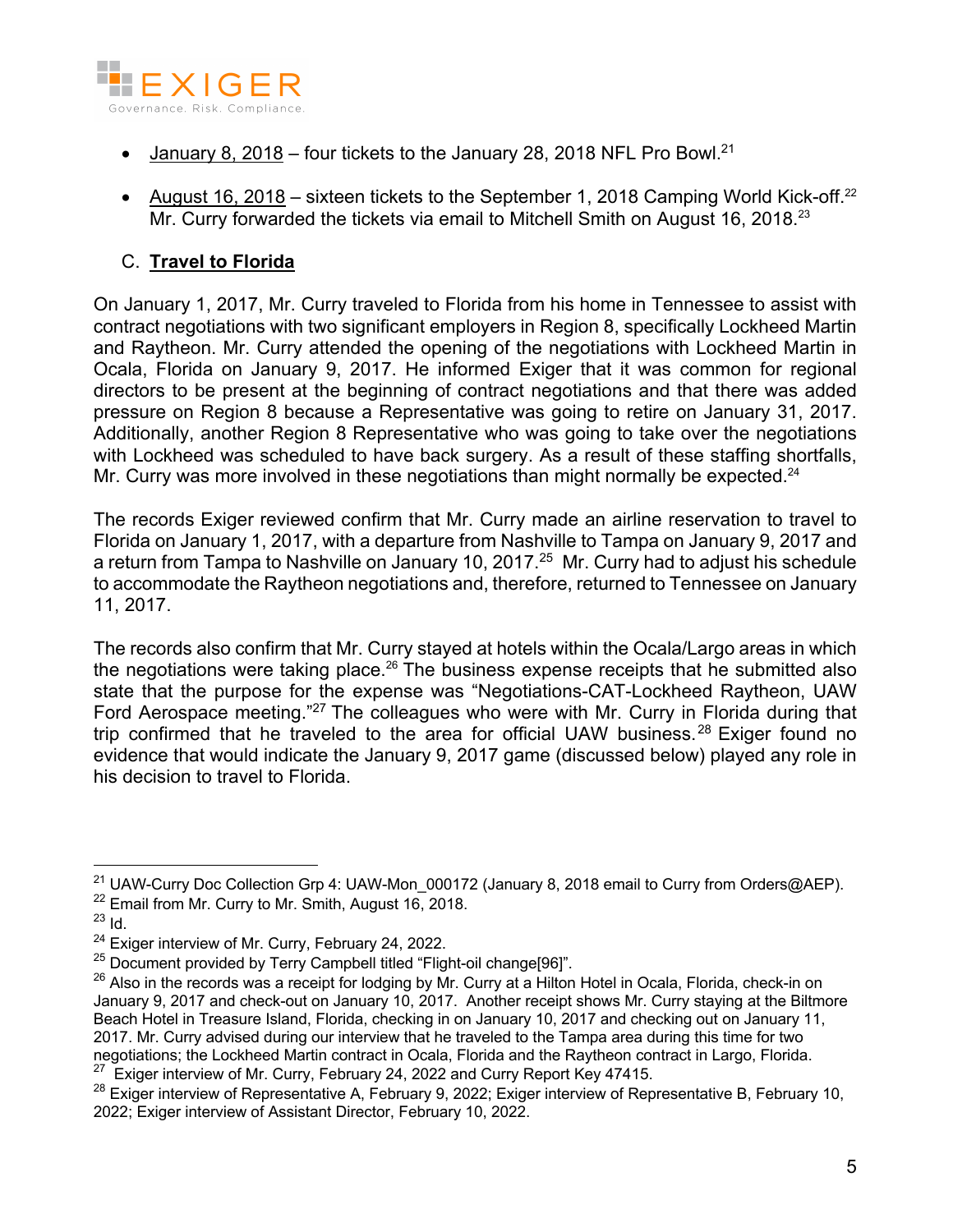- January 8, 2018 – four tickets to the January 28, 2018 NFL Pro Bowl.[21]

- August 16, 2018 – sixteen tickets to the September 1, 2018 Camping World Kick-off.[22] Mr. Curry forwarded the tickets via email to Mitchell Smith on August 16, 2018.[23]

### C. **Travel to Florida**

On January 1, 2017, Mr. Curry traveled to Florida from his home in Tennessee to assist with contract negotiations with two significant employers in Region 8, specifically Lockheed Martin and Raytheon. Mr. Curry attended the opening of the negotiations with Lockheed Martin in Ocala, Florida on January 9, 2017. He informed Exiger that it was common for regional directors to be present at the beginning of contract negotiations and that there was added pressure on Region 8 because a Representative was going to retire on January 31, 2017. Additionally, another Region 8 Representative who was going to take over the negotiations with Lockheed was scheduled to have back surgery. As a result of these staffing shortfalls, Mr. Curry was more involved in these negotiations than might normally be expected.[24]

The records Exiger reviewed confirm that Mr. Curry made an airline reservation to travel to Florida on January 1, 2017, with a departure from Nashville to Tampa on January 9, 2017 and a return from Tampa to Nashville on January 10, 2017.[25] Mr. Curry had to adjust his schedule to accommodate the Raytheon negotiations and, therefore, returned to Tennessee on January 11, 2017.

The records also confirm that Mr. Curry stayed at hotels within the Ocala/Largo areas in which the negotiations were taking place.[26] The business expense receipts that he submitted also state that the purpose for the expense was "Negotiations-CAT-Lockheed Raytheon, UAW Ford Aerospace meeting."[27] The colleagues who were with Mr. Curry in Florida during that trip confirmed that he traveled to the area for official UAW business.[28] Exiger found no evidence that would indicate the January 9, 2017 game (discussed below) played any role in his decision to travel to Florida.

---

[21] UAW-Curry Doc Collection Grp 4: UAW-Mon_000172 (January 8, 2018 email to Curry from Orders@AEP).

[22] Email from Mr. Curry to Mr. Smith, August 16, 2018.

[23] Id.

[24] Exiger interview of Mr. Curry, February 24, 2022.

[25] Document provided by Terry Campbell titled "Flight-oil change[96]".

[26] Also in the records was a receipt for lodging by Mr. Curry at a Hilton Hotel in Ocala, Florida, check-in on January 9, 2017 and check-out on January 10, 2017. Another receipt shows Mr. Curry staying at the Biltmore Beach Hotel in Treasure Island, Florida, checking in on January 10, 2017 and checking out on January 11, 2017. Mr. Curry advised during our interview that he traveled to the Tampa area during this time for two negotiations; the Lockheed Martin contract in Ocala, Florida and the Raytheon contract in Largo, Florida.

[27] Exiger interview of Mr. Curry, February 24, 2022 and Curry Report Key 47415.

[28] Exiger interview of Representative A, February 9, 2022; Exiger interview of Representative B, February 10, 2022; Exiger interview of Assistant Director, February 10, 2022.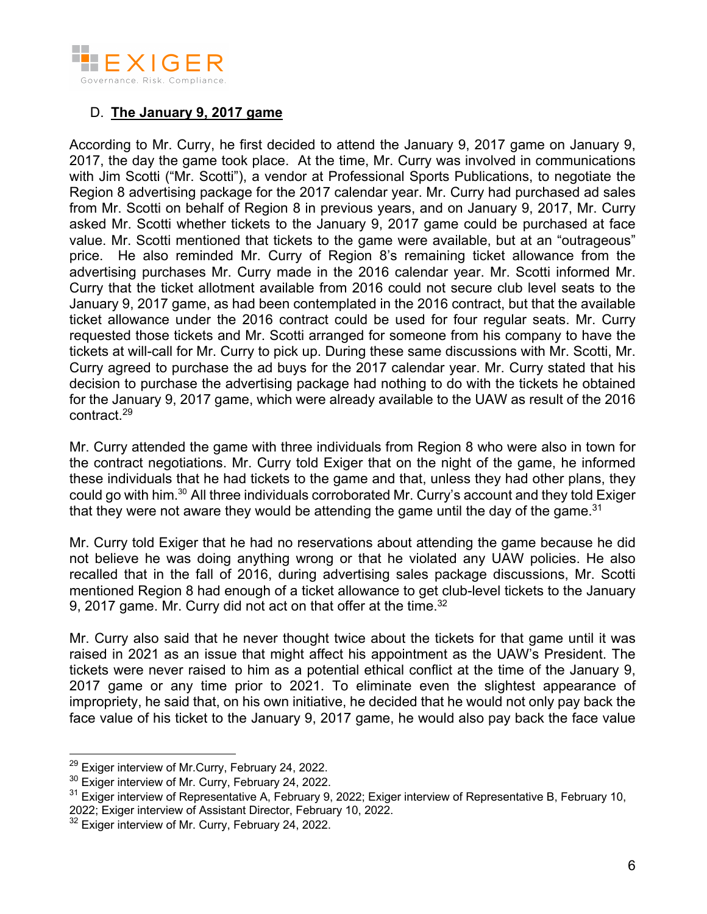### D. **The January 9, 2017 game**

According to Mr. Curry, he first decided to attend the January 9, 2017 game on January 9, 2017, the day the game took place. At the time, Mr. Curry was involved in communications with Jim Scotti ("Mr. Scotti"), a vendor at Professional Sports Publications, to negotiate the Region 8 advertising package for the 2017 calendar year. Mr. Curry had purchased ad sales from Mr. Scotti on behalf of Region 8 in previous years, and on January 9, 2017, Mr. Curry asked Mr. Scotti whether tickets to the January 9, 2017 game could be purchased at face value. Mr. Scotti mentioned that tickets to the game were available, but at an "outrageous" price. He also reminded Mr. Curry of Region 8's remaining ticket allowance from the advertising purchases Mr. Curry made in the 2016 calendar year. Mr. Scotti informed Mr. Curry that the ticket allotment available from 2016 could not secure club level seats to the January 9, 2017 game, as had been contemplated in the 2016 contract, but that the available ticket allowance under the 2016 contract could be used for four regular seats. Mr. Curry requested those tickets and Mr. Scotti arranged for someone from his company to have the tickets at will-call for Mr. Curry to pick up. During these same discussions with Mr. Scotti, Mr. Curry agreed to purchase the ad buys for the 2017 calendar year. Mr. Curry stated that his decision to purchase the advertising package had nothing to do with the tickets he obtained for the January 9, 2017 game, which were already available to the UAW as result of the 2016 contract.[29]

Mr. Curry attended the game with three individuals from Region 8 who were also in town for the contract negotiations. Mr. Curry told Exiger that on the night of the game, he informed these individuals that he had tickets to the game and that, unless they had other plans, they could go with him.[30] All three individuals corroborated Mr. Curry's account and they told Exiger that they were not aware they would be attending the game until the day of the game.[31]

Mr. Curry told Exiger that he had no reservations about attending the game because he did not believe he was doing anything wrong or that he violated any UAW policies. He also recalled that in the fall of 2016, during advertising sales package discussions, Mr. Scotti mentioned Region 8 had enough of a ticket allowance to get club-level tickets to the January 9, 2017 game. Mr. Curry did not act on that offer at the time.[32]

Mr. Curry also said that he never thought twice about the tickets for that game until it was raised in 2021 as an issue that might affect his appointment as the UAW's President. The tickets were never raised to him as a potential ethical conflict at the time of the January 9, 2017 game or any time prior to 2021. To eliminate even the slightest appearance of impropriety, he said that, on his own initiative, he decided that he would not only pay back the face value of his ticket to the January 9, 2017 game, he would also pay back the face value

---

[29] Exiger interview of Mr.Curry, February 24, 2022.

[30] Exiger interview of Mr. Curry, February 24, 2022.

[31] Exiger interview of Representative A, February 9, 2022; Exiger interview of Representative B, February 10, 2022; Exiger interview of Assistant Director, February 10, 2022.

[32] Exiger interview of Mr. Curry, February 24, 2022.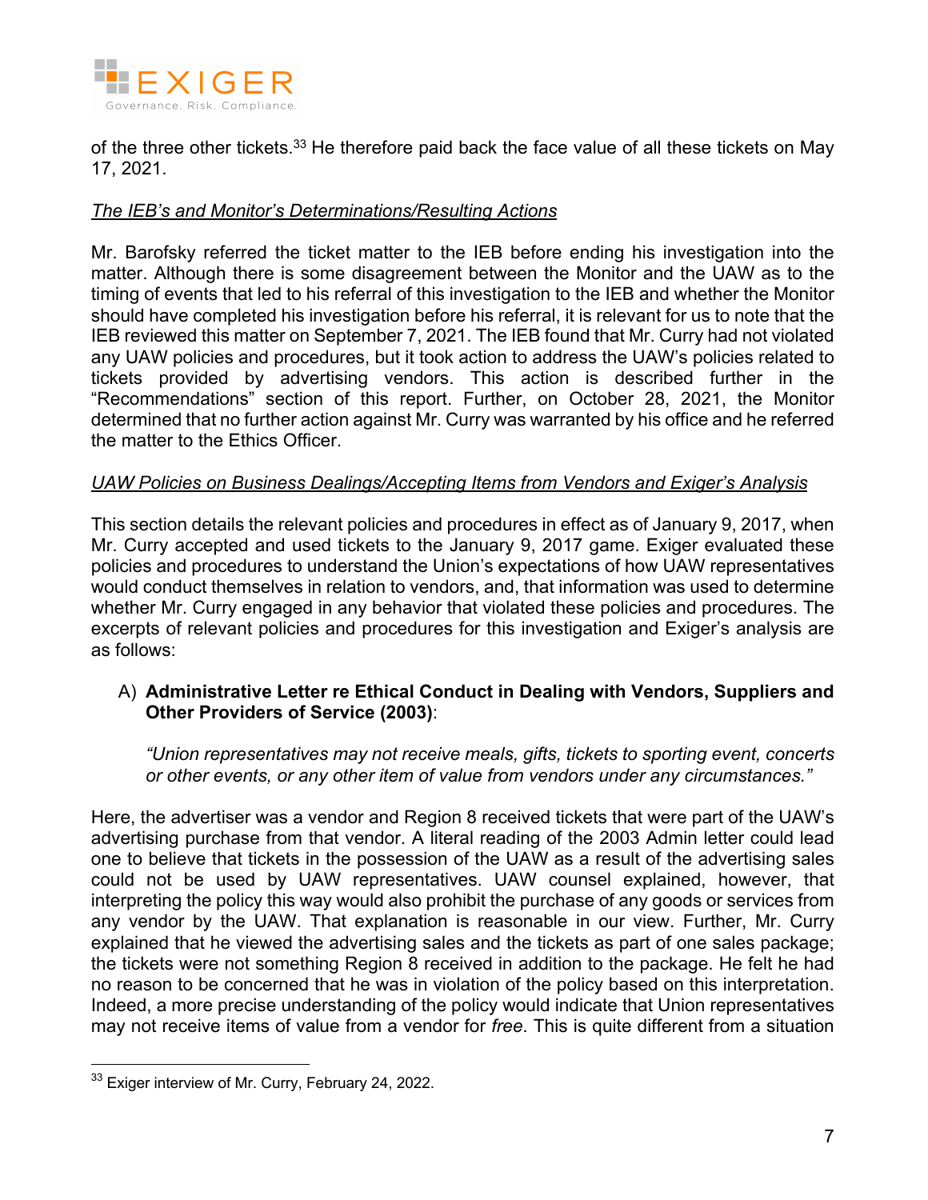of the three other tickets.[33] He therefore paid back the face value of all these tickets on May 17, 2021.

_The IEB's and Monitor's Determinations/Resulting Actions_

Mr. Barofsky referred the ticket matter to the IEB before ending his investigation into the matter. Although there is some disagreement between the Monitor and the UAW as to the timing of events that led to his referral of this investigation to the IEB and whether the Monitor should have completed his investigation before his referral, it is relevant for us to note that the IEB reviewed this matter on September 7, 2021. The IEB found that Mr. Curry had not violated any UAW policies and procedures, but it took action to address the UAW's policies related to tickets provided by advertising vendors. This action is described further in the "Recommendations" section of this report. Further, on October 28, 2021, the Monitor determined that no further action against Mr. Curry was warranted by his office and he referred the matter to the Ethics Officer.

_UAW Policies on Business Dealings/Accepting Items from Vendors and Exiger's Analysis_

This section details the relevant policies and procedures in effect as of January 9, 2017, when Mr. Curry accepted and used tickets to the January 9, 2017 game. Exiger evaluated these policies and procedures to understand the Union's expectations of how UAW representatives would conduct themselves in relation to vendors, and, that information was used to determine whether Mr. Curry engaged in any behavior that violated these policies and procedures. The excerpts of relevant policies and procedures for this investigation and Exiger's analysis are as follows:

A) **Administrative Letter re Ethical Conduct in Dealing with Vendors, Suppliers and Other Providers of Service (2003)**:

> *"Union representatives may not receive meals, gifts, tickets to sporting event, concerts or other events, or any other item of value from vendors under any circumstances."*

Here, the advertiser was a vendor and Region 8 received tickets that were part of the UAW's advertising purchase from that vendor. A literal reading of the 2003 Admin letter could lead one to believe that tickets in the possession of the UAW as a result of the advertising sales could not be used by UAW representatives. UAW counsel explained, however, that interpreting the policy this way would also prohibit the purchase of any goods or services from any vendor by the UAW. That explanation is reasonable in our view. Further, Mr. Curry explained that he viewed the advertising sales and the tickets as part of one sales package; the tickets were not something Region 8 received in addition to the package. He felt he had no reason to be concerned that he was in violation of the policy based on this interpretation. Indeed, a more precise understanding of the policy would indicate that Union representatives may not receive items of value from a vendor for *free*. This is quite different from a situation

[33] Exiger interview of Mr. Curry, February 24, 2022.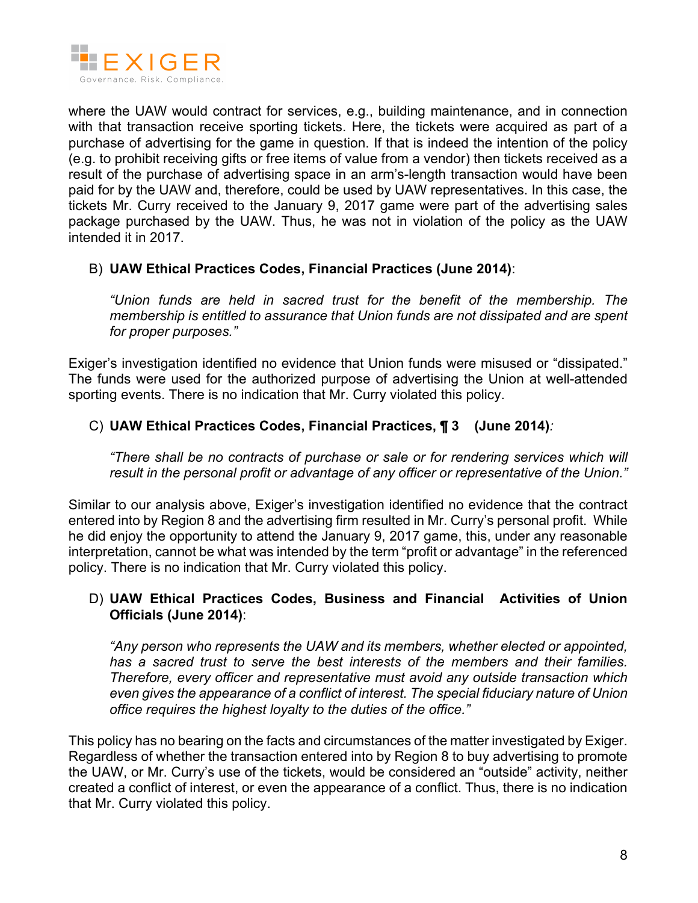where the UAW would contract for services, e.g., building maintenance, and in connection with that transaction receive sporting tickets. Here, the tickets were acquired as part of a purchase of advertising for the game in question. If that is indeed the intention of the policy (e.g. to prohibit receiving gifts or free items of value from a vendor) then tickets received as a result of the purchase of advertising space in an arm's-length transaction would have been paid for by the UAW and, therefore, could be used by UAW representatives. In this case, the tickets Mr. Curry received to the January 9, 2017 game were part of the advertising sales package purchased by the UAW. Thus, he was not in violation of the policy as the UAW intended it in 2017.

B) **UAW Ethical Practices Codes, Financial Practices (June 2014)**:

> *"Union funds are held in sacred trust for the benefit of the membership. The membership is entitled to assurance that Union funds are not dissipated and are spent for proper purposes."*

Exiger's investigation identified no evidence that Union funds were misused or "dissipated." The funds were used for the authorized purpose of advertising the Union at well-attended sporting events. There is no indication that Mr. Curry violated this policy.

C) **UAW Ethical Practices Codes, Financial Practices, ¶ 3 (June 2014)**:

> *"There shall be no contracts of purchase or sale or for rendering services which will result in the personal profit or advantage of any officer or representative of the Union."*

Similar to our analysis above, Exiger's investigation identified no evidence that the contract entered into by Region 8 and the advertising firm resulted in Mr. Curry's personal profit. While he did enjoy the opportunity to attend the January 9, 2017 game, this, under any reasonable interpretation, cannot be what was intended by the term "profit or advantage" in the referenced policy. There is no indication that Mr. Curry violated this policy.

D) **UAW Ethical Practices Codes, Business and Financial Activities of Union Officials (June 2014)**:

> *"Any person who represents the UAW and its members, whether elected or appointed, has a sacred trust to serve the best interests of the members and their families. Therefore, every officer and representative must avoid any outside transaction which even gives the appearance of a conflict of interest. The special fiduciary nature of Union office requires the highest loyalty to the duties of the office."*

This policy has no bearing on the facts and circumstances of the matter investigated by Exiger. Regardless of whether the transaction entered into by Region 8 to buy advertising to promote the UAW, or Mr. Curry's use of the tickets, would be considered an "outside" activity, neither created a conflict of interest, or even the appearance of a conflict. Thus, there is no indication that Mr. Curry violated this policy.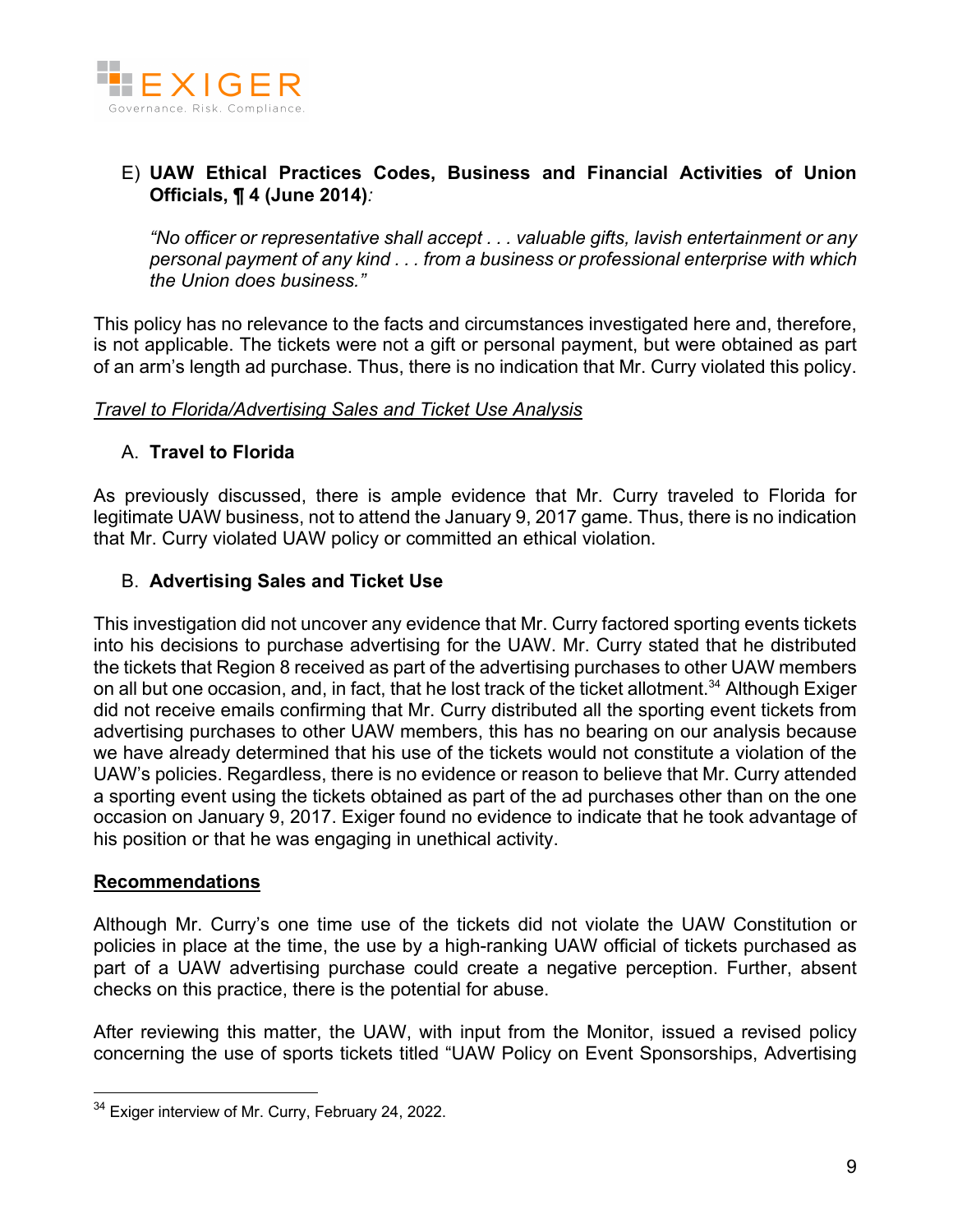E) **UAW Ethical Practices Codes, Business and Financial Activities of Union Officials, ¶ 4 (June 2014)***:*

*"No officer or representative shall accept . . . valuable gifts, lavish entertainment or any personal payment of any kind . . . from a business or professional enterprise with which the Union does business."*

This policy has no relevance to the facts and circumstances investigated here and, therefore, is not applicable. The tickets were not a gift or personal payment, but were obtained as part of an arm's length ad purchase. Thus, there is no indication that Mr. Curry violated this policy.

<u>*Travel to Florida/Advertising Sales and Ticket Use Analysis*</u>

A. **Travel to Florida**

As previously discussed, there is ample evidence that Mr. Curry traveled to Florida for legitimate UAW business, not to attend the January 9, 2017 game. Thus, there is no indication that Mr. Curry violated UAW policy or committed an ethical violation.

B. **Advertising Sales and Ticket Use**

This investigation did not uncover any evidence that Mr. Curry factored sporting events tickets into his decisions to purchase advertising for the UAW. Mr. Curry stated that he distributed the tickets that Region 8 received as part of the advertising purchases to other UAW members on all but one occasion, and, in fact, that he lost track of the ticket allotment.[34] Although Exiger did not receive emails confirming that Mr. Curry distributed all the sporting event tickets from advertising purchases to other UAW members, this has no bearing on our analysis because we have already determined that his use of the tickets would not constitute a violation of the UAW's policies. Regardless, there is no evidence or reason to believe that Mr. Curry attended a sporting event using the tickets obtained as part of the ad purchases other than on the one occasion on January 9, 2017. Exiger found no evidence to indicate that he took advantage of his position or that he was engaging in unethical activity.

<u>**Recommendations**</u>

Although Mr. Curry's one time use of the tickets did not violate the UAW Constitution or policies in place at the time, the use by a high-ranking UAW official of tickets purchased as part of a UAW advertising purchase could create a negative perception. Further, absent checks on this practice, there is the potential for abuse.

After reviewing this matter, the UAW, with input from the Monitor, issued a revised policy concerning the use of sports tickets titled "UAW Policy on Event Sponsorships, Advertising

---

[34] Exiger interview of Mr. Curry, February 24, 2022.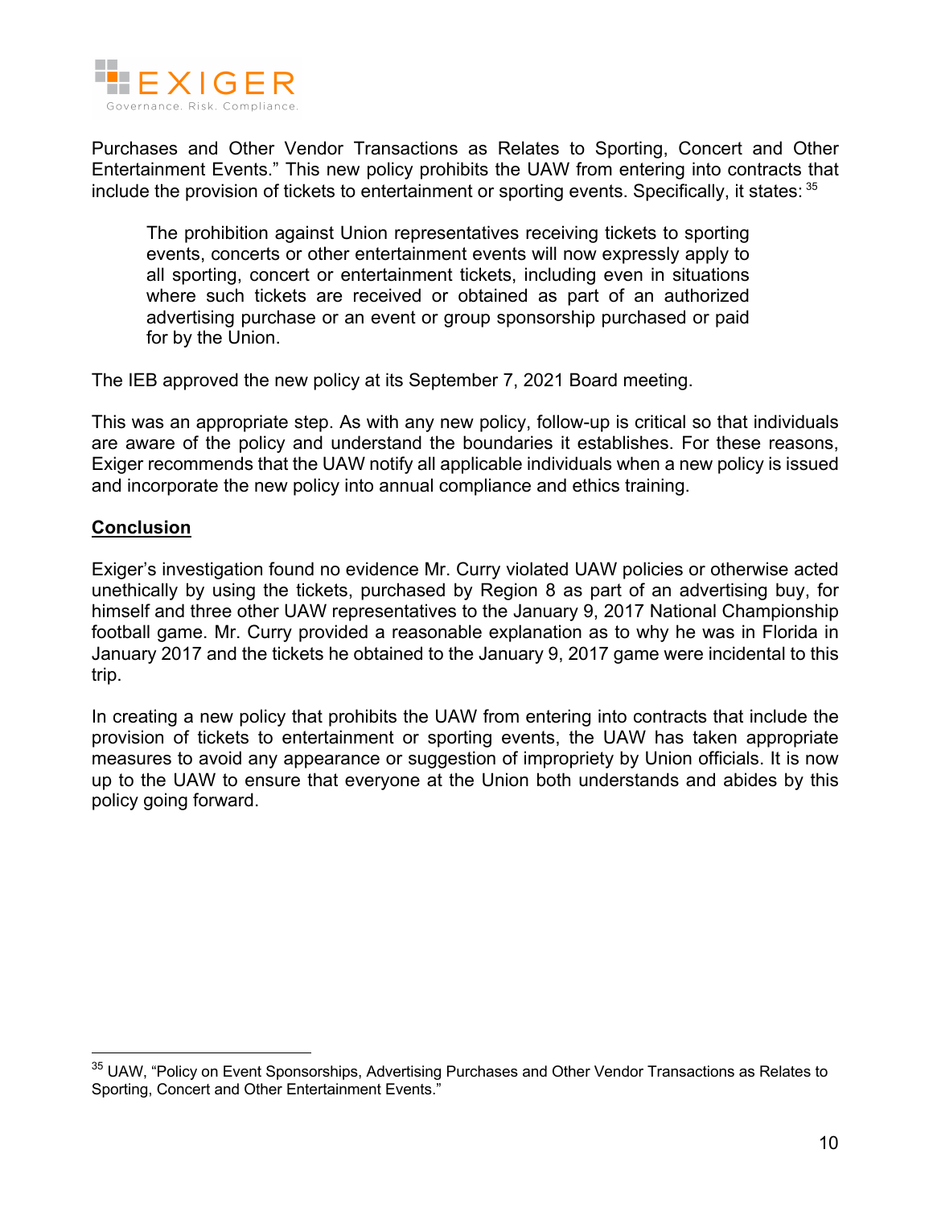Purchases and Other Vendor Transactions as Relates to Sporting, Concert and Other Entertainment Events." This new policy prohibits the UAW from entering into contracts that include the provision of tickets to entertainment or sporting events. Specifically, it states: [35]

> The prohibition against Union representatives receiving tickets to sporting events, concerts or other entertainment events will now expressly apply to all sporting, concert or entertainment tickets, including even in situations where such tickets are received or obtained as part of an authorized advertising purchase or an event or group sponsorship purchased or paid for by the Union.

The IEB approved the new policy at its September 7, 2021 Board meeting.

This was an appropriate step. As with any new policy, follow-up is critical so that individuals are aware of the policy and understand the boundaries it establishes. For these reasons, Exiger recommends that the UAW notify all applicable individuals when a new policy is issued and incorporate the new policy into annual compliance and ethics training.

## Conclusion

Exiger's investigation found no evidence Mr. Curry violated UAW policies or otherwise acted unethically by using the tickets, purchased by Region 8 as part of an advertising buy, for himself and three other UAW representatives to the January 9, 2017 National Championship football game. Mr. Curry provided a reasonable explanation as to why he was in Florida in January 2017 and the tickets he obtained to the January 9, 2017 game were incidental to this trip.

In creating a new policy that prohibits the UAW from entering into contracts that include the provision of tickets to entertainment or sporting events, the UAW has taken appropriate measures to avoid any appearance or suggestion of impropriety by Union officials. It is now up to the UAW to ensure that everyone at the Union both understands and abides by this policy going forward.

---

[35] UAW, "Policy on Event Sponsorships, Advertising Purchases and Other Vendor Transactions as Relates to Sporting, Concert and Other Entertainment Events."